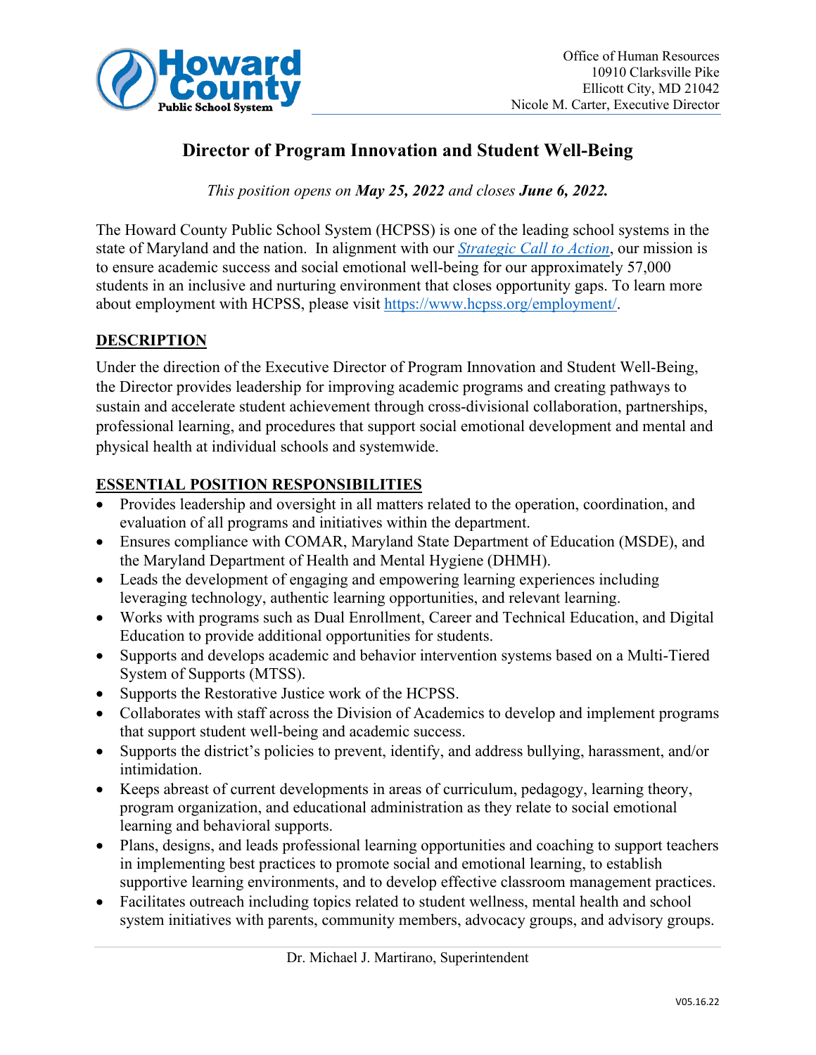Office of Human Resources
10910 Clarksville Pike
Ellicott City, MD 21042
Nicole M. Carter, Executive Director

# Director of Program Innovation and Student Well-Being

*This position opens on* ***May 25, 2022*** *and closes* ***June 6, 2022.***

The Howard County Public School System (HCPSS) is one of the leading school systems in the state of Maryland and the nation. In alignment with our *Strategic Call to Action*, our mission is to ensure academic success and social emotional well-being for our approximately 57,000 students in an inclusive and nurturing environment that closes opportunity gaps. To learn more about employment with HCPSS, please visit https://www.hcpss.org/employment/.

## DESCRIPTION

Under the direction of the Executive Director of Program Innovation and Student Well-Being, the Director provides leadership for improving academic programs and creating pathways to sustain and accelerate student achievement through cross-divisional collaboration, partnerships, professional learning, and procedures that support social emotional development and mental and physical health at individual schools and systemwide.

## ESSENTIAL POSITION RESPONSIBILITIES

- Provides leadership and oversight in all matters related to the operation, coordination, and evaluation of all programs and initiatives within the department.
- Ensures compliance with COMAR, Maryland State Department of Education (MSDE), and the Maryland Department of Health and Mental Hygiene (DHMH).
- Leads the development of engaging and empowering learning experiences including leveraging technology, authentic learning opportunities, and relevant learning.
- Works with programs such as Dual Enrollment, Career and Technical Education, and Digital Education to provide additional opportunities for students.
- Supports and develops academic and behavior intervention systems based on a Multi-Tiered System of Supports (MTSS).
- Supports the Restorative Justice work of the HCPSS.
- Collaborates with staff across the Division of Academics to develop and implement programs that support student well-being and academic success.
- Supports the district's policies to prevent, identify, and address bullying, harassment, and/or intimidation.
- Keeps abreast of current developments in areas of curriculum, pedagogy, learning theory, program organization, and educational administration as they relate to social emotional learning and behavioral supports.
- Plans, designs, and leads professional learning opportunities and coaching to support teachers in implementing best practices to promote social and emotional learning, to establish supportive learning environments, and to develop effective classroom management practices.
- Facilitates outreach including topics related to student wellness, mental health and school system initiatives with parents, community members, advocacy groups, and advisory groups.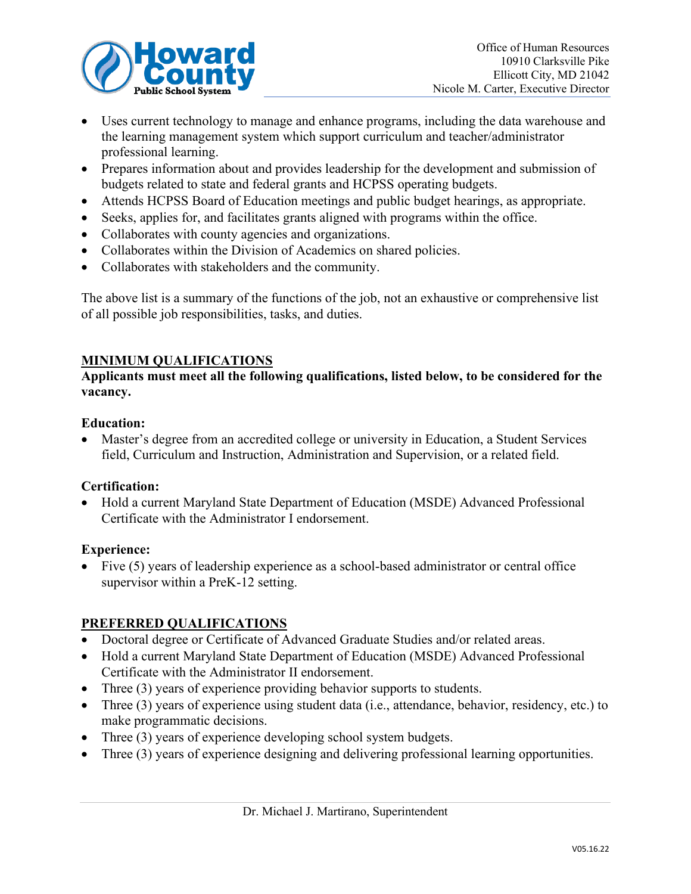- Uses current technology to manage and enhance programs, including the data warehouse and the learning management system which support curriculum and teacher/administrator professional learning.
- Prepares information about and provides leadership for the development and submission of budgets related to state and federal grants and HCPSS operating budgets.
- Attends HCPSS Board of Education meetings and public budget hearings, as appropriate.
- Seeks, applies for, and facilitates grants aligned with programs within the office.
- Collaborates with county agencies and organizations.
- Collaborates within the Division of Academics on shared policies.
- Collaborates with stakeholders and the community.

The above list is a summary of the functions of the job, not an exhaustive or comprehensive list of all possible job responsibilities, tasks, and duties.

## MINIMUM QUALIFICATIONS

**Applicants must meet all the following qualifications, listed below, to be considered for the vacancy.**

**Education:**

- Master's degree from an accredited college or university in Education, a Student Services field, Curriculum and Instruction, Administration and Supervision, or a related field.

**Certification:**

- Hold a current Maryland State Department of Education (MSDE) Advanced Professional Certificate with the Administrator I endorsement.

**Experience:**

- Five (5) years of leadership experience as a school-based administrator or central office supervisor within a PreK-12 setting.

## PREFERRED QUALIFICATIONS

- Doctoral degree or Certificate of Advanced Graduate Studies and/or related areas.
- Hold a current Maryland State Department of Education (MSDE) Advanced Professional Certificate with the Administrator II endorsement.
- Three (3) years of experience providing behavior supports to students.
- Three (3) years of experience using student data (i.e., attendance, behavior, residency, etc.) to make programmatic decisions.
- Three (3) years of experience developing school system budgets.
- Three (3) years of experience designing and delivering professional learning opportunities.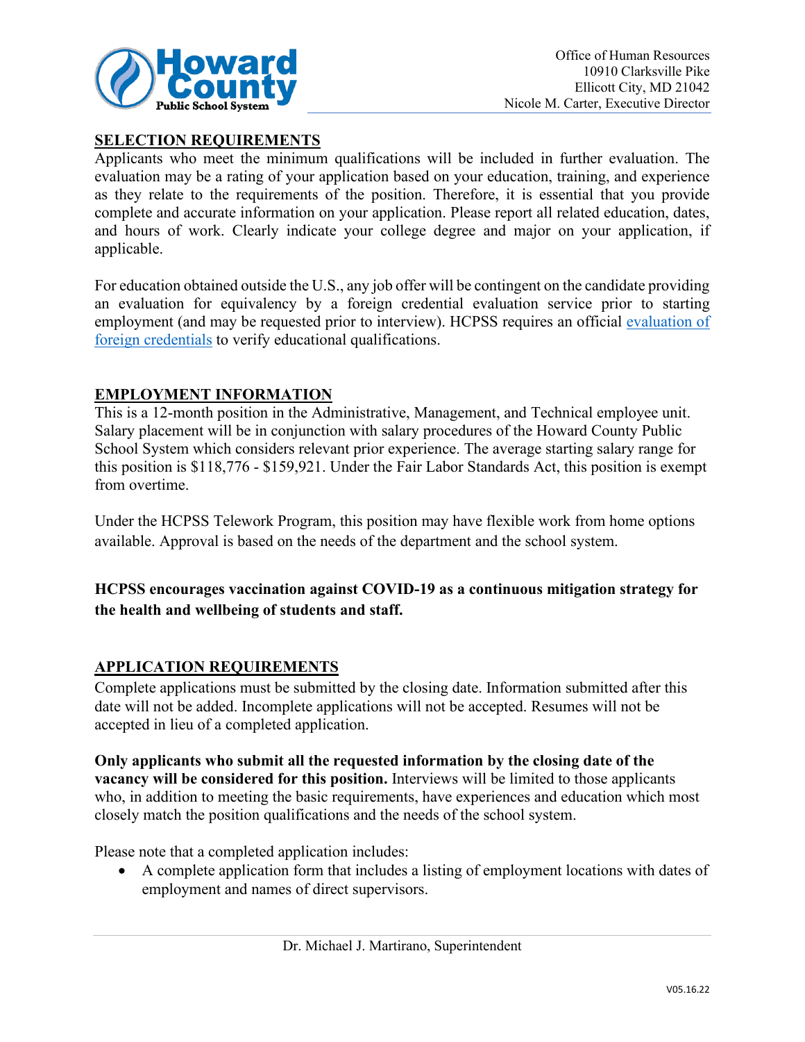## SELECTION REQUIREMENTS

Applicants who meet the minimum qualifications will be included in further evaluation. The evaluation may be a rating of your application based on your education, training, and experience as they relate to the requirements of the position. Therefore, it is essential that you provide complete and accurate information on your application. Please report all related education, dates, and hours of work. Clearly indicate your college degree and major on your application, if applicable.

For education obtained outside the U.S., any job offer will be contingent on the candidate providing an evaluation for equivalency by a foreign credential evaluation service prior to starting employment (and may be requested prior to interview). HCPSS requires an official evaluation of foreign credentials to verify educational qualifications.

## EMPLOYMENT INFORMATION

This is a 12-month position in the Administrative, Management, and Technical employee unit. Salary placement will be in conjunction with salary procedures of the Howard County Public School System which considers relevant prior experience. The average starting salary range for this position is $118,776 - $159,921. Under the Fair Labor Standards Act, this position is exempt from overtime.

Under the HCPSS Telework Program, this position may have flexible work from home options available. Approval is based on the needs of the department and the school system.

**HCPSS encourages vaccination against COVID-19 as a continuous mitigation strategy for the health and wellbeing of students and staff.**

## APPLICATION REQUIREMENTS

Complete applications must be submitted by the closing date. Information submitted after this date will not be added. Incomplete applications will not be accepted. Resumes will not be accepted in lieu of a completed application.

**Only applicants who submit all the requested information by the closing date of the vacancy will be considered for this position.** Interviews will be limited to those applicants who, in addition to meeting the basic requirements, have experiences and education which most closely match the position qualifications and the needs of the school system.

Please note that a completed application includes:

- A complete application form that includes a listing of employment locations with dates of employment and names of direct supervisors.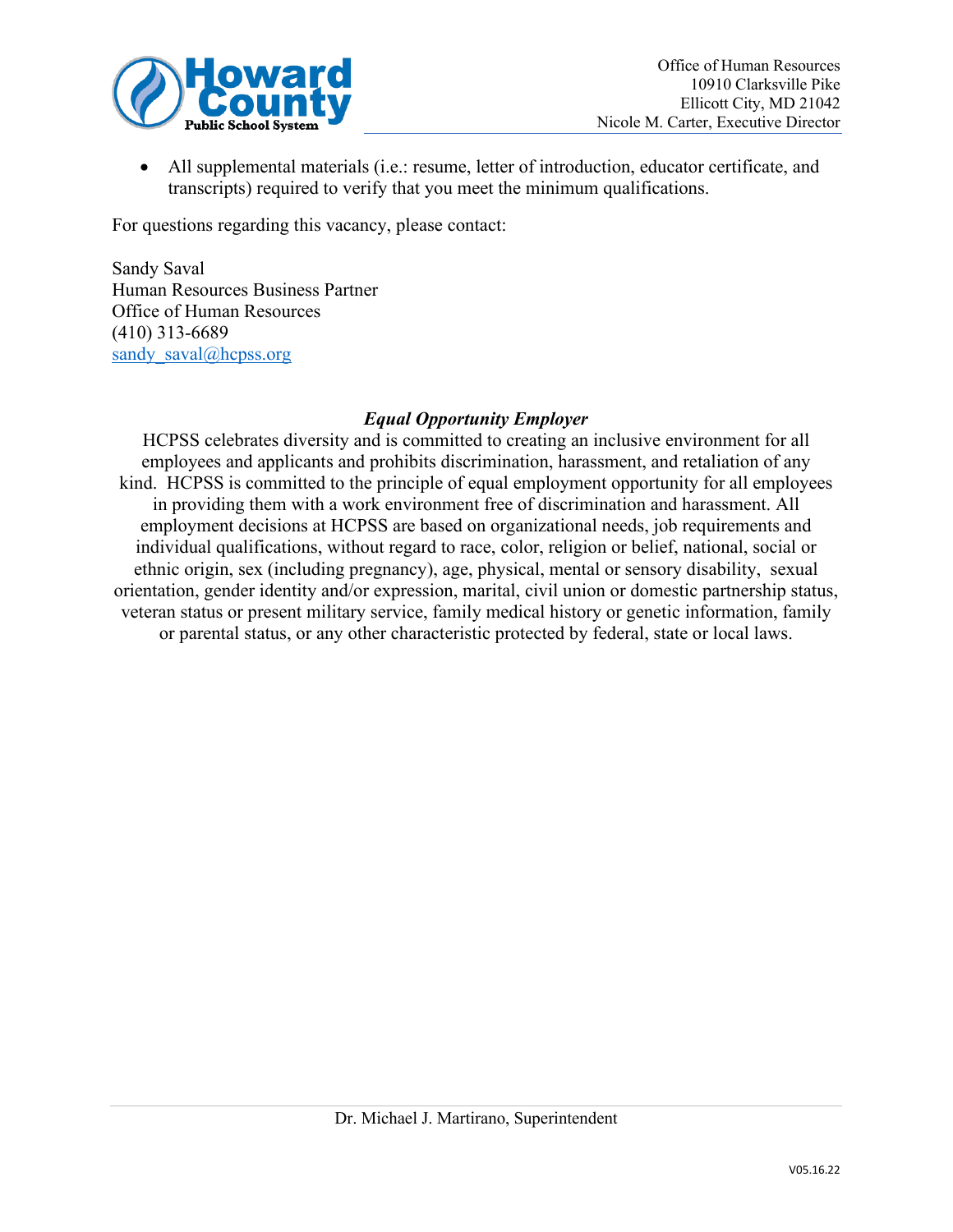- All supplemental materials (i.e.: resume, letter of introduction, educator certificate, and transcripts) required to verify that you meet the minimum qualifications.

For questions regarding this vacancy, please contact:

Sandy Saval
Human Resources Business Partner
Office of Human Resources
(410) 313-6689
sandy_saval@hcpss.org

***Equal Opportunity Employer***

HCPSS celebrates diversity and is committed to creating an inclusive environment for all employees and applicants and prohibits discrimination, harassment, and retaliation of any kind. HCPSS is committed to the principle of equal employment opportunity for all employees in providing them with a work environment free of discrimination and harassment. All employment decisions at HCPSS are based on organizational needs, job requirements and individual qualifications, without regard to race, color, religion or belief, national, social or ethnic origin, sex (including pregnancy), age, physical, mental or sensory disability, sexual orientation, gender identity and/or expression, marital, civil union or domestic partnership status, veteran status or present military service, family medical history or genetic information, family or parental status, or any other characteristic protected by federal, state or local laws.